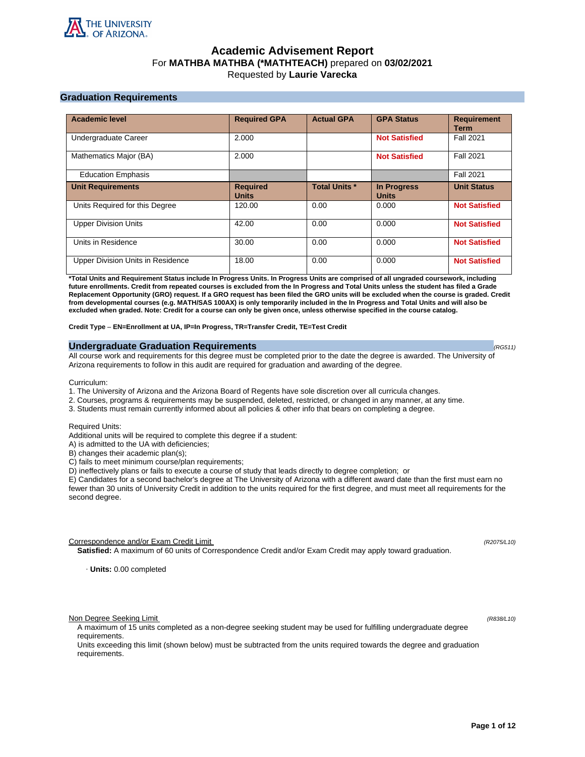# Academic Advisement Report

For **MATHBA MATHBA (*MATHTEACH)** prepared on **03/02/2021**

Requested by **Laurie Varecka**

## Graduation Requirements

| Academic level | Required GPA | Actual GPA | GPA Status | Requirement Term |
|---|---|---|---|---|
| Undergraduate Career | 2.000 | | **Not Satisfied** | Fall 2021 |
| Mathematics Major (BA) | 2.000 | | **Not Satisfied** | Fall 2021 |
| Education Emphasis | | | | Fall 2021 |
| **Unit Requirements** | **Required Units** | **Total Units *** | **In Progress Units** | **Unit Status** |
| Units Required for this Degree | 120.00 | 0.00 | 0.000 | **Not Satisfied** |
| Upper Division Units | 42.00 | 0.00 | 0.000 | **Not Satisfied** |
| Units in Residence | 30.00 | 0.00 | 0.000 | **Not Satisfied** |
| Upper Division Units in Residence | 18.00 | 0.00 | 0.000 | **Not Satisfied** |

***Total Units and Requirement Status include In Progress Units. In Progress Units are comprised of all ungraded coursework, including future enrollments. Credit from repeated courses is excluded from the In Progress and Total Units unless the student has filed a Grade Replacement Opportunity (GRO) request. If a GRO request has been filed the GRO units will be excluded when the course is graded. Credit from developmental courses (e.g. MATH/SAS 100AX) is only temporarily included in the In Progress and Total Units and will also be excluded when graded. Note: Credit for a course can only be given once, unless otherwise specified in the course catalog.**

**Credit Type – EN=Enrollment at UA, IP=In Progress, TR=Transfer Credit, TE=Test Credit**

## Undergraduate Graduation Requirements

*(RG511)*

All course work and requirements for this degree must be completed prior to the date the degree is awarded. The University of Arizona requirements to follow in this audit are required for graduation and awarding of the degree.

Curriculum:

1. The University of Arizona and the Arizona Board of Regents have sole discretion over all curricula changes.
2. Courses, programs & requirements may be suspended, deleted, restricted, or changed in any manner, at any time.
3. Students must remain currently informed about all policies & other info that bears on completing a degree.

Required Units:

Additional units will be required to complete this degree if a student:

A) is admitted to the UA with deficiencies;

B) changes their academic plan(s);

C) fails to meet minimum course/plan requirements;

D) ineffectively plans or fails to execute a course of study that leads directly to degree completion; or

E) Candidates for a second bachelor's degree at The University of Arizona with a different award date than the first must earn no fewer than 30 units of University Credit in addition to the units required for the first degree, and must meet all requirements for the second degree.

### Correspondence and/or Exam Credit Limit

*(R2075/L10)*

**Satisfied:** A maximum of 60 units of Correspondence Credit and/or Exam Credit may apply toward graduation.

· **Units:** 0.00 completed

### Non Degree Seeking Limit

*(R838/L10)*

A maximum of 15 units completed as a non-degree seeking student may be used for fulfilling undergraduate degree requirements.

Units exceeding this limit (shown below) must be subtracted from the units required towards the degree and graduation requirements.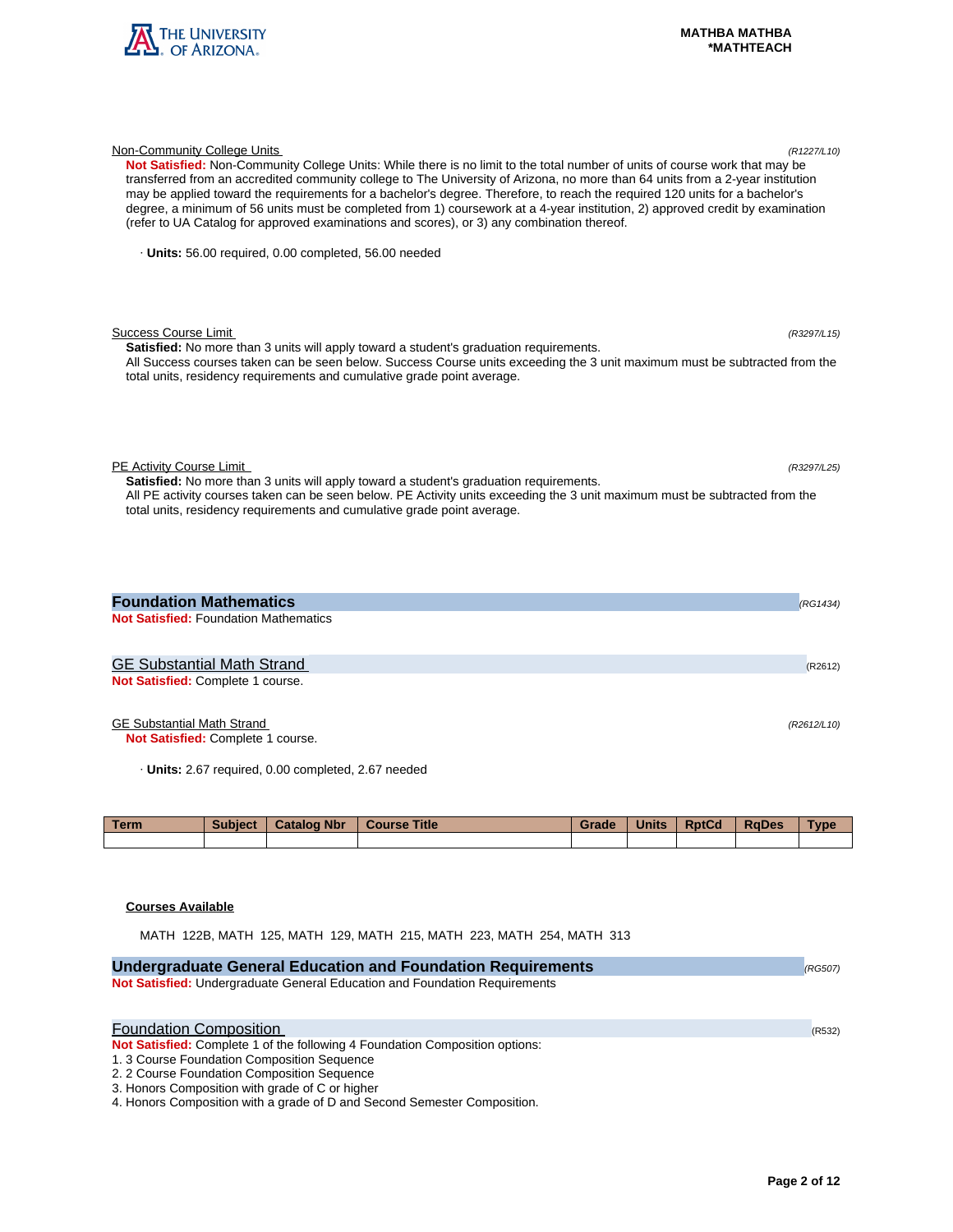Non-Community College Units *(R1227/L10)*

**Not Satisfied:** Non-Community College Units: While there is no limit to the total number of units of course work that may be transferred from an accredited community college to The University of Arizona, no more than 64 units from a 2-year institution may be applied toward the requirements for a bachelor's degree. Therefore, to reach the required 120 units for a bachelor's degree, a minimum of 56 units must be completed from 1) coursework at a 4-year institution, 2) approved credit by examination (refer to UA Catalog for approved examinations and scores), or 3) any combination thereof.

· **Units:** 56.00 required, 0.00 completed, 56.00 needed

Success Course Limit *(R3297/L15)*

**Satisfied:** No more than 3 units will apply toward a student's graduation requirements.
All Success courses taken can be seen below. Success Course units exceeding the 3 unit maximum must be subtracted from the total units, residency requirements and cumulative grade point average.

PE Activity Course Limit *(R3297/L25)*

**Satisfied:** No more than 3 units will apply toward a student's graduation requirements.
All PE activity courses taken can be seen below. PE Activity units exceeding the 3 unit maximum must be subtracted from the total units, residency requirements and cumulative grade point average.

## Foundation Mathematics *(RG1434)*

**Not Satisfied:** Foundation Mathematics

### GE Substantial Math Strand (R2612)

**Not Satisfied:** Complete 1 course.

GE Substantial Math Strand *(R2612/L10)*

**Not Satisfied:** Complete 1 course.

· **Units:** 2.67 required, 0.00 completed, 2.67 needed

| Term | Subject | Catalog Nbr | Course Title | Grade | Units | RptCd | RqDes | Type |
|---|---|---|---|---|---|---|---|---|
| | | | | | | | | |

**Courses Available**

MATH 122B, MATH 125, MATH 129, MATH 215, MATH 223, MATH 254, MATH 313

## Undergraduate General Education and Foundation Requirements *(RG507)*

**Not Satisfied:** Undergraduate General Education and Foundation Requirements

### Foundation Composition (R532)

**Not Satisfied:** Complete 1 of the following 4 Foundation Composition options:
1. 3 Course Foundation Composition Sequence
2. 2 Course Foundation Composition Sequence
3. Honors Composition with grade of C or higher
4. Honors Composition with a grade of D and Second Semester Composition.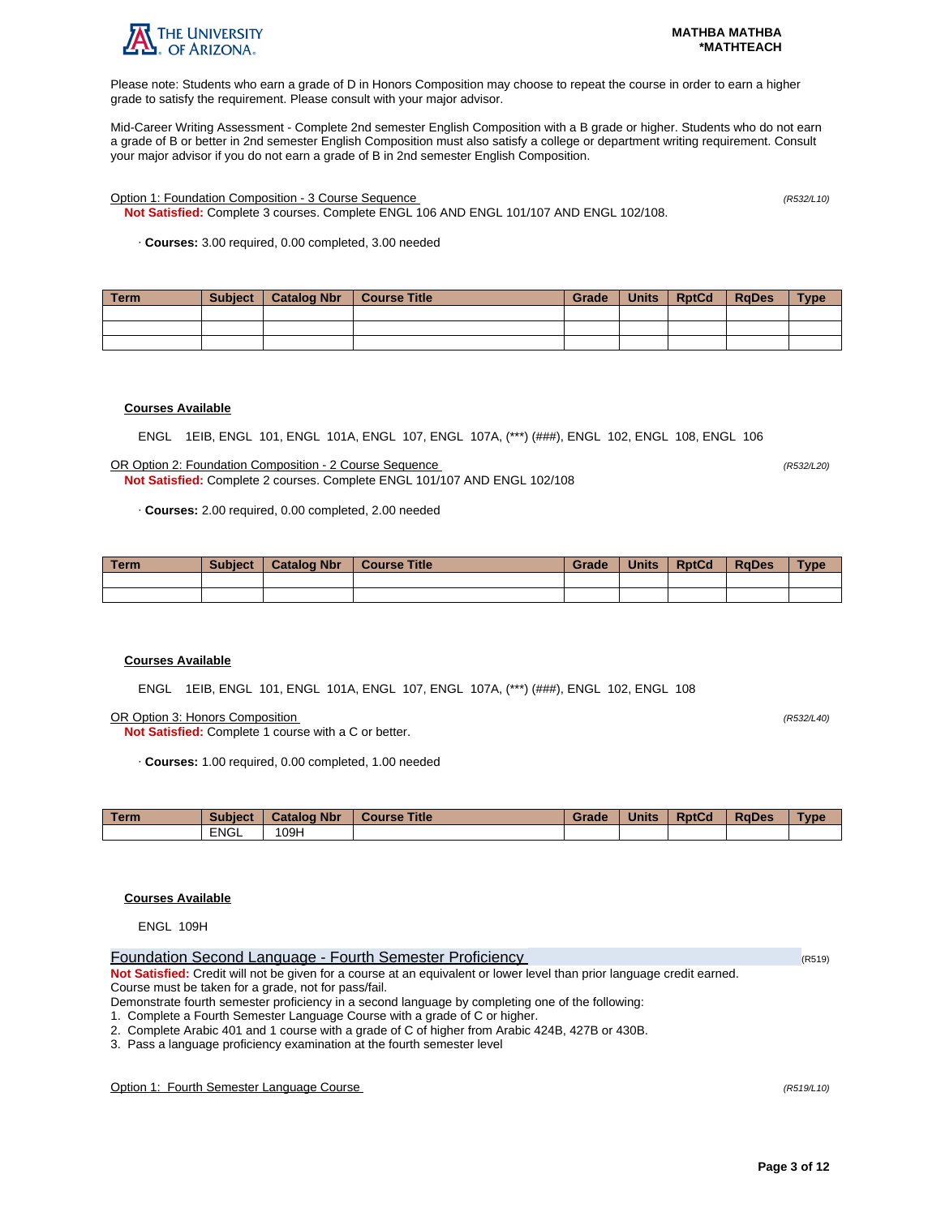Please note: Students who earn a grade of D in Honors Composition may choose to repeat the course in order to earn a higher grade to satisfy the requirement. Please consult with your major advisor.

Mid-Career Writing Assessment - Complete 2nd semester English Composition with a B grade or higher. Students who do not earn a grade of B or better in 2nd semester English Composition must also satisfy a college or department writing requirement. Consult your major advisor if you do not earn a grade of B in 2nd semester English Composition.

Option 1: Foundation Composition - 3 Course Sequence *(R532/L10)*

**Not Satisfied:** Complete 3 courses. Complete ENGL 106 AND ENGL 101/107 AND ENGL 102/108.

· **Courses:** 3.00 required, 0.00 completed, 3.00 needed

| Term | Subject | Catalog Nbr | Course Title | Grade | Units | RptCd | RqDes | Type |
|---|---|---|---|---|---|---|---|---|
| | | | | | | | | |
| | | | | | | | | |
| | | | | | | | | |

**Courses Available**

ENGL 1EIB, ENGL 101, ENGL 101A, ENGL 107, ENGL 107A, (***) (###), ENGL 102, ENGL 108, ENGL 106

OR Option 2: Foundation Composition - 2 Course Sequence *(R532/L20)*

**Not Satisfied:** Complete 2 courses. Complete ENGL 101/107 AND ENGL 102/108

· **Courses:** 2.00 required, 0.00 completed, 2.00 needed

| Term | Subject | Catalog Nbr | Course Title | Grade | Units | RptCd | RqDes | Type |
|---|---|---|---|---|---|---|---|---|
| | | | | | | | | |
| | | | | | | | | |

**Courses Available**

ENGL 1EIB, ENGL 101, ENGL 101A, ENGL 107, ENGL 107A, (***) (###), ENGL 102, ENGL 108

OR Option 3: Honors Composition *(R532/L40)*

**Not Satisfied:** Complete 1 course with a C or better.

· **Courses:** 1.00 required, 0.00 completed, 1.00 needed

| Term | Subject | Catalog Nbr | Course Title | Grade | Units | RptCd | RqDes | Type |
|---|---|---|---|---|---|---|---|---|
| | ENGL | 109H | | | | | | |

**Courses Available**

ENGL 109H

## Foundation Second Language - Fourth Semester Proficiency (R519)

**Not Satisfied:** Credit will not be given for a course at an equivalent or lower level than prior language credit earned.
Course must be taken for a grade, not for pass/fail.
Demonstrate fourth semester proficiency in a second language by completing one of the following:

1. Complete a Fourth Semester Language Course with a grade of C or higher.
2. Complete Arabic 401 and 1 course with a grade of C of higher from Arabic 424B, 427B or 430B.
3. Pass a language proficiency examination at the fourth semester level

Option 1: Fourth Semester Language Course *(R519/L10)*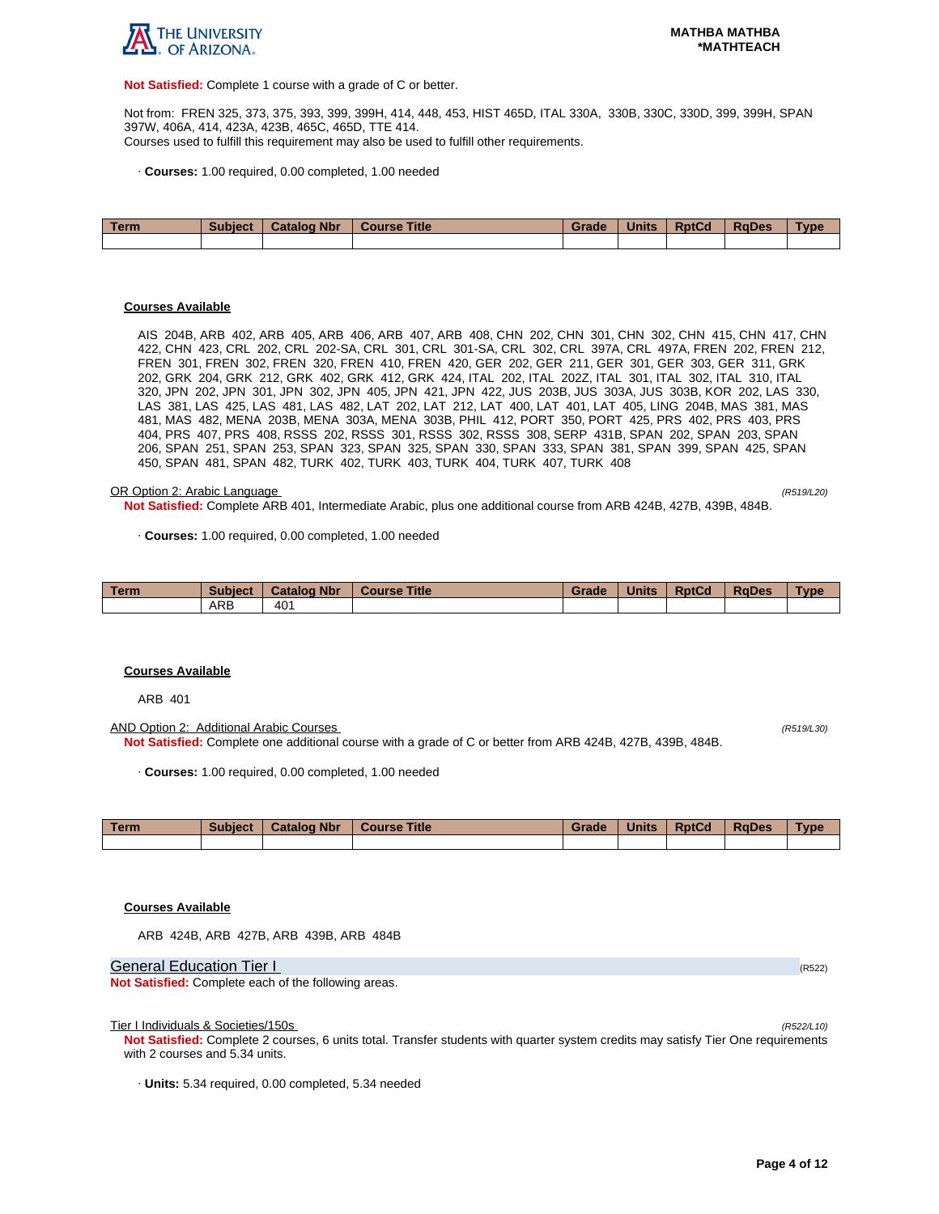**Not Satisfied:** Complete 1 course with a grade of C or better.

Not from: FREN 325, 373, 375, 393, 399, 399H, 414, 448, 453, HIST 465D, ITAL 330A, 330B, 330C, 330D, 399, 399H, SPAN 397W, 406A, 414, 423A, 423B, 465C, 465D, TTE 414.
Courses used to fulfill this requirement may also be used to fulfill other requirements.

· **Courses:** 1.00 required, 0.00 completed, 1.00 needed

| Term | Subject | Catalog Nbr | Course Title | Grade | Units | RptCd | RqDes | Type |
|---|---|---|---|---|---|---|---|---|
| | | | | | | | | |

**Courses Available**

AIS 204B, ARB 402, ARB 405, ARB 406, ARB 407, ARB 408, CHN 202, CHN 301, CHN 302, CHN 415, CHN 417, CHN 422, CHN 423, CRL 202, CRL 202-SA, CRL 301, CRL 301-SA, CRL 302, CRL 397A, CRL 497A, FREN 202, FREN 212, FREN 301, FREN 302, FREN 320, FREN 410, FREN 420, GER 202, GER 211, GER 301, GER 303, GER 311, GRK 202, GRK 204, GRK 212, GRK 402, GRK 412, GRK 424, ITAL 202, ITAL 202Z, ITAL 301, ITAL 302, ITAL 310, ITAL 320, JPN 202, JPN 301, JPN 302, JPN 405, JPN 421, JPN 422, JUS 203B, JUS 303A, JUS 303B, KOR 202, LAS 330, LAS 381, LAS 425, LAS 481, LAS 482, LAT 202, LAT 212, LAT 400, LAT 401, LAT 405, LING 204B, MAS 381, MAS 481, MAS 482, MENA 203B, MENA 303A, MENA 303B, PHIL 412, PORT 350, PORT 425, PRS 402, PRS 403, PRS 404, PRS 407, PRS 408, RSSS 202, RSSS 301, RSSS 302, RSSS 308, SERP 431B, SPAN 202, SPAN 203, SPAN 206, SPAN 251, SPAN 253, SPAN 323, SPAN 325, SPAN 330, SPAN 333, SPAN 381, SPAN 399, SPAN 425, SPAN 450, SPAN 481, SPAN 482, TURK 402, TURK 403, TURK 404, TURK 407, TURK 408

OR Option 2: Arabic Language *(R519/L20)*

**Not Satisfied:** Complete ARB 401, Intermediate Arabic, plus one additional course from ARB 424B, 427B, 439B, 484B.

· **Courses:** 1.00 required, 0.00 completed, 1.00 needed

| Term | Subject | Catalog Nbr | Course Title | Grade | Units | RptCd | RqDes | Type |
|---|---|---|---|---|---|---|---|---|
| | ARB | 401 | | | | | | |

**Courses Available**

ARB 401

AND Option 2: Additional Arabic Courses *(R519/L30)*

**Not Satisfied:** Complete one additional course with a grade of C or better from ARB 424B, 427B, 439B, 484B.

· **Courses:** 1.00 required, 0.00 completed, 1.00 needed

| Term | Subject | Catalog Nbr | Course Title | Grade | Units | RptCd | RqDes | Type |
|---|---|---|---|---|---|---|---|---|
| | | | | | | | | |

**Courses Available**

ARB 424B, ARB 427B, ARB 439B, ARB 484B

## General Education Tier I *(R522)*

**Not Satisfied:** Complete each of the following areas.

Tier I Individuals & Societies/150s *(R522/L10)*

**Not Satisfied:** Complete 2 courses, 6 units total. Transfer students with quarter system credits may satisfy Tier One requirements with 2 courses and 5.34 units.

· **Units:** 5.34 required, 0.00 completed, 5.34 needed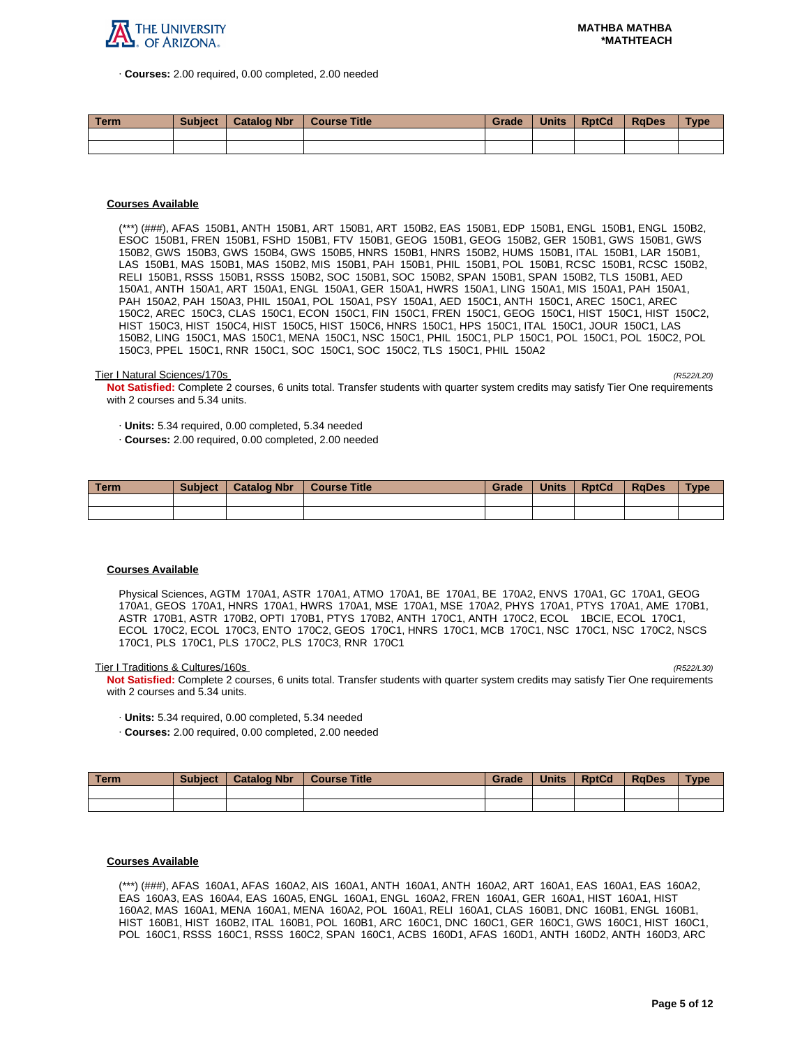· **Courses:** 2.00 required, 0.00 completed, 2.00 needed

| Term | Subject | Catalog Nbr | Course Title | Grade | Units | RptCd | RqDes | Type |
|---|---|---|---|---|---|---|---|---|
| | | | | | | | | |
| | | | | | | | | |

**Courses Available**

(***) (###), AFAS 150B1, ANTH 150B1, ART 150B1, ART 150B2, EAS 150B1, EDP 150B1, ENGL 150B1, ENGL 150B2, ESOC 150B1, FREN 150B1, FSHD 150B1, FTV 150B1, GEOG 150B1, GEOG 150B2, GER 150B1, GWS 150B1, GWS 150B2, GWS 150B3, GWS 150B4, GWS 150B5, HNRS 150B1, HNRS 150B2, HUMS 150B1, ITAL 150B1, LAR 150B1, LAS 150B1, MAS 150B1, MAS 150B2, MIS 150B1, PAH 150B1, PHIL 150B1, POL 150B1, RCSC 150B1, RCSC 150B2, RELI 150B1, RSSS 150B1, RSSS 150B2, SOC 150B1, SOC 150B2, SPAN 150B1, SPAN 150B2, TLS 150B1, AED 150A1, ANTH 150A1, ART 150A1, ENGL 150A1, GER 150A1, HWRS 150A1, LING 150A1, MIS 150A1, PAH 150A1, PAH 150A2, PAH 150A3, PHIL 150A1, POL 150A1, PSY 150A1, AED 150C1, ANTH 150C1, AREC 150C1, AREC 150C2, AREC 150C3, CLAS 150C1, ECON 150C1, FIN 150C1, FREN 150C1, GEOG 150C1, HIST 150C1, HIST 150C2, HIST 150C3, HIST 150C4, HIST 150C5, HIST 150C6, HNRS 150C1, HPS 150C1, ITAL 150C1, JOUR 150C1, LAS 150B2, LING 150C1, MAS 150C1, MENA 150C1, NSC 150C1, PHIL 150C1, PLP 150C1, POL 150C1, POL 150C2, POL 150C3, PPEL 150C1, RNR 150C1, SOC 150C1, SOC 150C2, TLS 150C1, PHIL 150A2

Tier I Natural Sciences/170s *(R522/L20)*

**Not Satisfied:** Complete 2 courses, 6 units total. Transfer students with quarter system credits may satisfy Tier One requirements with 2 courses and 5.34 units.

· **Units:** 5.34 required, 0.00 completed, 5.34 needed
· **Courses:** 2.00 required, 0.00 completed, 2.00 needed

| Term | Subject | Catalog Nbr | Course Title | Grade | Units | RptCd | RqDes | Type |
|---|---|---|---|---|---|---|---|---|
| | | | | | | | | |
| | | | | | | | | |

**Courses Available**

Physical Sciences, AGTM 170A1, ASTR 170A1, ATMO 170A1, BE 170A1, BE 170A2, ENVS 170A1, GC 170A1, GEOG 170A1, GEOS 170A1, HNRS 170A1, HWRS 170A1, MSE 170A1, MSE 170A2, PHYS 170A1, PTYS 170A1, AME 170B1, ASTR 170B1, ASTR 170B2, OPTI 170B1, PTYS 170B2, ANTH 170C1, ANTH 170C2, ECOL 1BCIE, ECOL 170C1, ECOL 170C2, ECOL 170C3, ENTO 170C2, GEOS 170C1, HNRS 170C1, MCB 170C1, NSC 170C1, NSC 170C2, NSCS 170C1, PLS 170C1, PLS 170C2, PLS 170C3, RNR 170C1

Tier I Traditions & Cultures/160s *(R522/L30)*

**Not Satisfied:** Complete 2 courses, 6 units total. Transfer students with quarter system credits may satisfy Tier One requirements with 2 courses and 5.34 units.

· **Units:** 5.34 required, 0.00 completed, 5.34 needed
· **Courses:** 2.00 required, 0.00 completed, 2.00 needed

| Term | Subject | Catalog Nbr | Course Title | Grade | Units | RptCd | RqDes | Type |
|---|---|---|---|---|---|---|---|---|
| | | | | | | | | |
| | | | | | | | | |

**Courses Available**

(***) (###), AFAS 160A1, AFAS 160A2, AIS 160A1, ANTH 160A1, ANTH 160A2, ART 160A1, EAS 160A1, EAS 160A2, EAS 160A3, EAS 160A4, EAS 160A5, ENGL 160A1, ENGL 160A2, FREN 160A1, GER 160A1, HIST 160A1, HIST 160A2, MAS 160A1, MENA 160A1, MENA 160A2, POL 160A1, RELI 160A1, CLAS 160B1, DNC 160B1, ENGL 160B1, HIST 160B1, HIST 160B2, ITAL 160B1, POL 160B1, ARC 160C1, DNC 160C1, GER 160C1, GWS 160C1, HIST 160C1, POL 160C1, RSSS 160C1, RSSS 160C2, SPAN 160C1, ACBS 160D1, AFAS 160D1, ANTH 160D2, ANTH 160D3, ARC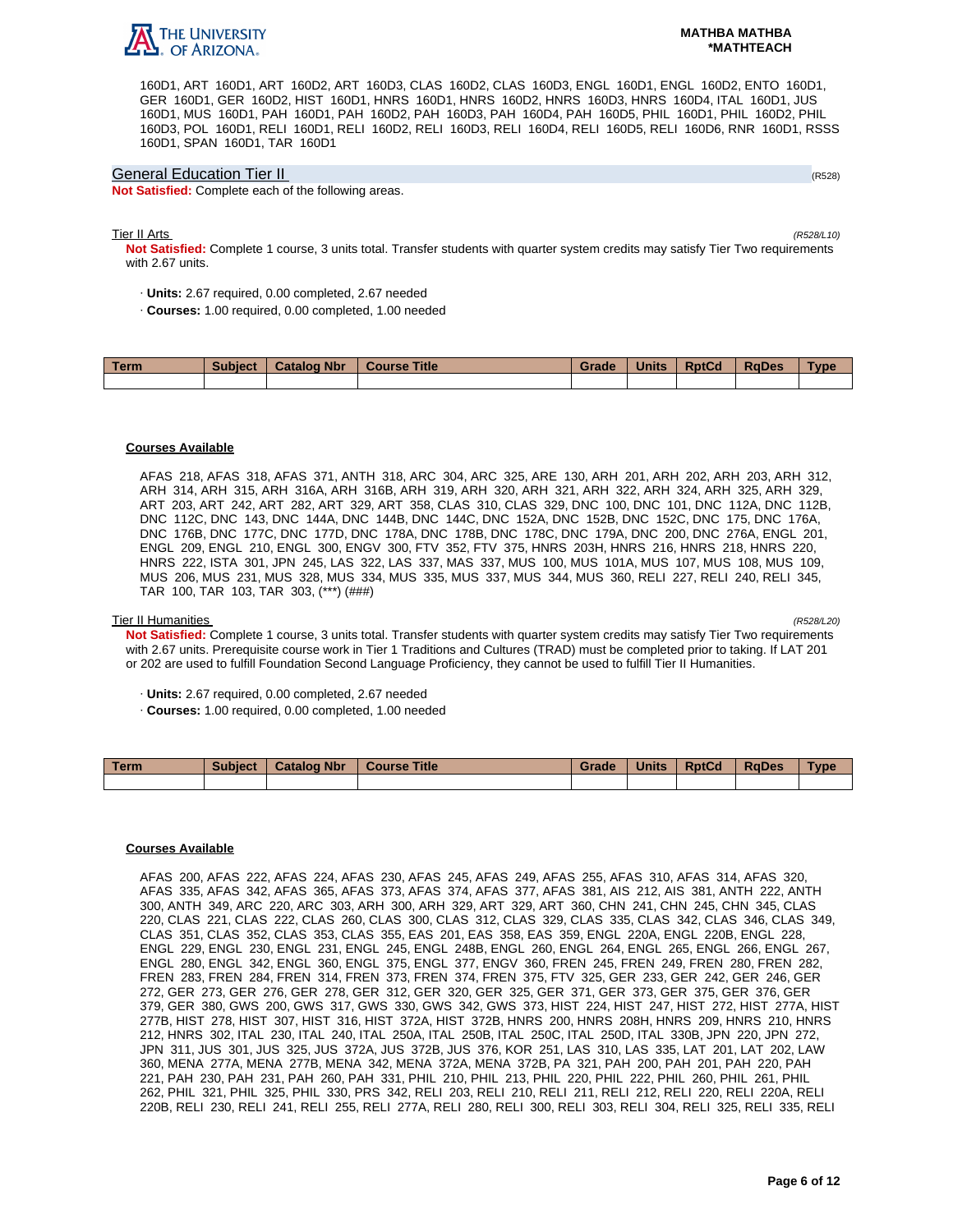160D1, ART 160D1, ART 160D2, ART 160D3, CLAS 160D2, CLAS 160D3, ENGL 160D1, ENGL 160D2, ENTO 160D1, GER 160D1, GER 160D2, HIST 160D1, HNRS 160D1, HNRS 160D2, HNRS 160D3, HNRS 160D4, ITAL 160D1, JUS 160D1, MUS 160D1, PAH 160D1, PAH 160D2, PAH 160D3, PAH 160D4, PAH 160D5, PHIL 160D1, PHIL 160D2, PHIL 160D3, POL 160D1, RELI 160D1, RELI 160D2, RELI 160D3, RELI 160D4, RELI 160D5, RELI 160D6, RNR 160D1, RSSS 160D1, SPAN 160D1, TAR 160D1

## General Education Tier II

(R528)

**Not Satisfied:** Complete each of the following areas.

### Tier II Arts

*(R528/L10)*

**Not Satisfied:** Complete 1 course, 3 units total. Transfer students with quarter system credits may satisfy Tier Two requirements with 2.67 units.

- **Units:** 2.67 required, 0.00 completed, 2.67 needed
- **Courses:** 1.00 required, 0.00 completed, 1.00 needed

| Term | Subject | Catalog Nbr | Course Title | Grade | Units | RptCd | RqDes | Type |
|---|---|---|---|---|---|---|---|---|
| | | | | | | | | |

**Courses Available**

AFAS 218, AFAS 318, AFAS 371, ANTH 318, ARC 304, ARC 325, ARE 130, ARH 201, ARH 202, ARH 203, ARH 312, ARH 314, ARH 315, ARH 316A, ARH 316B, ARH 319, ARH 320, ARH 321, ARH 322, ARH 324, ARH 325, ARH 329, ART 203, ART 242, ART 282, ART 329, ART 358, CLAS 310, CLAS 329, DNC 100, DNC 101, DNC 112A, DNC 112B, DNC 112C, DNC 143, DNC 144A, DNC 144B, DNC 144C, DNC 152A, DNC 152B, DNC 152C, DNC 175, DNC 176A, DNC 176B, DNC 177C, DNC 177D, DNC 178A, DNC 178B, DNC 178C, DNC 179A, DNC 200, DNC 276A, ENGL 201, ENGL 209, ENGL 210, ENGL 300, ENGV 300, FTV 352, FTV 375, HNRS 203H, HNRS 216, HNRS 218, HNRS 220, HNRS 222, ISTA 301, JPN 245, LAS 322, LAS 337, MAS 337, MUS 100, MUS 101A, MUS 107, MUS 108, MUS 109, MUS 206, MUS 231, MUS 328, MUS 334, MUS 335, MUS 337, MUS 344, MUS 360, RELI 227, RELI 240, RELI 345, TAR 100, TAR 103, TAR 303, (***) (###)

### Tier II Humanities

*(R528/L20)*

**Not Satisfied:** Complete 1 course, 3 units total. Transfer students with quarter system credits may satisfy Tier Two requirements with 2.67 units. Prerequisite course work in Tier 1 Traditions and Cultures (TRAD) must be completed prior to taking. If LAT 201 or 202 are used to fulfill Foundation Second Language Proficiency, they cannot be used to fulfill Tier II Humanities.

- **Units:** 2.67 required, 0.00 completed, 2.67 needed
- **Courses:** 1.00 required, 0.00 completed, 1.00 needed

| Term | Subject | Catalog Nbr | Course Title | Grade | Units | RptCd | RqDes | Type |
|---|---|---|---|---|---|---|---|---|
| | | | | | | | | |

**Courses Available**

AFAS 200, AFAS 222, AFAS 224, AFAS 230, AFAS 245, AFAS 249, AFAS 255, AFAS 310, AFAS 314, AFAS 320, AFAS 335, AFAS 342, AFAS 365, AFAS 373, AFAS 374, AFAS 377, AFAS 381, AIS 212, AIS 381, ANTH 222, ANTH 300, ANTH 349, ARC 220, ARC 303, ARH 300, ARH 329, ART 329, ART 360, CHN 241, CHN 245, CHN 345, CLAS 220, CLAS 221, CLAS 222, CLAS 260, CLAS 300, CLAS 312, CLAS 329, CLAS 335, CLAS 342, CLAS 346, CLAS 349, CLAS 351, CLAS 352, CLAS 353, CLAS 355, EAS 201, EAS 358, EAS 359, ENGL 220A, ENGL 220B, ENGL 228, ENGL 229, ENGL 230, ENGL 231, ENGL 245, ENGL 248B, ENGL 260, ENGL 264, ENGL 265, ENGL 266, ENGL 267, ENGL 280, ENGL 342, ENGL 360, ENGL 375, ENGL 377, ENGV 360, FREN 245, FREN 249, FREN 280, FREN 282, FREN 283, FREN 284, FREN 314, FREN 373, FREN 374, FREN 375, FTV 325, GER 233, GER 242, GER 246, GER 272, GER 273, GER 276, GER 278, GER 312, GER 320, GER 325, GER 371, GER 373, GER 375, GER 376, GER 379, GER 380, GWS 200, GWS 317, GWS 330, GWS 342, GWS 373, HIST 224, HIST 247, HIST 272, HIST 277A, HIST 277B, HIST 278, HIST 307, HIST 316, HIST 372A, HIST 372B, HNRS 200, HNRS 208H, HNRS 209, HNRS 210, HNRS 212, HNRS 302, ITAL 230, ITAL 240, ITAL 250A, ITAL 250B, ITAL 250C, ITAL 250D, ITAL 330B, JPN 220, JPN 272, JPN 311, JUS 301, JUS 325, JUS 372A, JUS 372B, JUS 376, KOR 251, LAS 310, LAS 335, LAT 201, LAT 202, LAW 360, MENA 277A, MENA 277B, MENA 342, MENA 372A, MENA 372B, PA 321, PAH 200, PAH 201, PAH 220, PAH 221, PAH 230, PAH 231, PAH 260, PAH 331, PHIL 210, PHIL 213, PHIL 220, PHIL 222, PHIL 260, PHIL 261, PHIL 262, PHIL 321, PHIL 325, PHIL 330, PRS 342, RELI 203, RELI 210, RELI 211, RELI 212, RELI 220, RELI 220A, RELI 220B, RELI 230, RELI 241, RELI 255, RELI 277A, RELI 280, RELI 300, RELI 303, RELI 304, RELI 325, RELI 335, RELI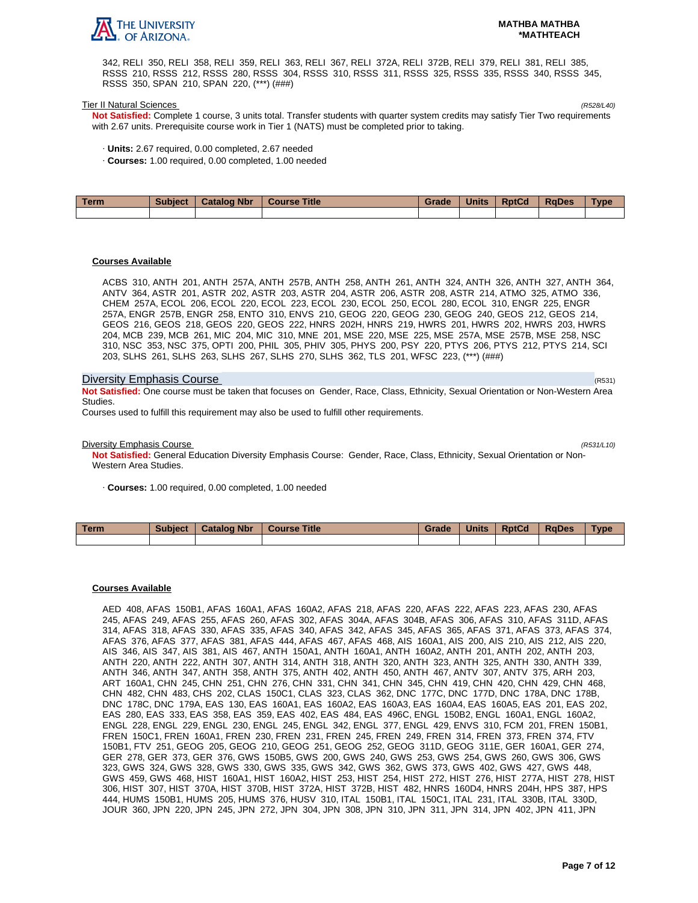342, RELI 350, RELI 358, RELI 359, RELI 363, RELI 367, RELI 372A, RELI 372B, RELI 379, RELI 381, RELI 385, RSSS 210, RSSS 212, RSSS 280, RSSS 304, RSSS 310, RSSS 311, RSSS 325, RSSS 335, RSSS 340, RSSS 345, RSSS 350, SPAN 210, SPAN 220, (***) (###)

Tier II Natural Sciences *(R528/L40)*

**Not Satisfied:** Complete 1 course, 3 units total. Transfer students with quarter system credits may satisfy Tier Two requirements with 2.67 units. Prerequisite course work in Tier 1 (NATS) must be completed prior to taking.

· **Units:** 2.67 required, 0.00 completed, 2.67 needed
· **Courses:** 1.00 required, 0.00 completed, 1.00 needed

| Term | Subject | Catalog Nbr | Course Title | Grade | Units | RptCd | RqDes | Type |
|---|---|---|---|---|---|---|---|---|
| | | | | | | | | |

**Courses Available**

ACBS 310, ANTH 201, ANTH 257A, ANTH 257B, ANTH 258, ANTH 261, ANTH 324, ANTH 326, ANTH 327, ANTH 364, ANTV 364, ASTR 201, ASTR 202, ASTR 203, ASTR 204, ASTR 206, ASTR 208, ASTR 214, ATMO 325, ATMO 336, CHEM 257A, ECOL 206, ECOL 220, ECOL 223, ECOL 230, ECOL 250, ECOL 280, ECOL 310, ENGR 225, ENGR 257A, ENGR 257B, ENGR 258, ENTO 310, ENVS 210, GEOG 220, GEOG 230, GEOG 240, GEOS 212, GEOS 214, GEOS 216, GEOS 218, GEOS 220, GEOS 222, HNRS 202H, HNRS 219, HWRS 201, HWRS 202, HWRS 203, HWRS 204, MCB 239, MCB 261, MIC 204, MIC 310, MNE 201, MSE 220, MSE 225, MSE 257A, MSE 257B, MSE 258, NSC 310, NSC 353, NSC 375, OPTI 200, PHIL 305, PHIV 305, PHYS 200, PSY 220, PTYS 206, PTYS 212, PTYS 214, SCI 203, SLHS 261, SLHS 263, SLHS 267, SLHS 270, SLHS 362, TLS 201, WFSC 223, (***) (###)

## Diversity Emphasis Course (R531)

**Not Satisfied:** One course must be taken that focuses on Gender, Race, Class, Ethnicity, Sexual Orientation or Non-Western Area Studies.
Courses used to fulfill this requirement may also be used to fulfill other requirements.

Diversity Emphasis Course *(R531/L10)*

**Not Satisfied:** General Education Diversity Emphasis Course: Gender, Race, Class, Ethnicity, Sexual Orientation or Non-Western Area Studies.

· **Courses:** 1.00 required, 0.00 completed, 1.00 needed

| Term | Subject | Catalog Nbr | Course Title | Grade | Units | RptCd | RqDes | Type |
|---|---|---|---|---|---|---|---|---|
| | | | | | | | | |

**Courses Available**

AED 408, AFAS 150B1, AFAS 160A1, AFAS 160A2, AFAS 218, AFAS 220, AFAS 222, AFAS 223, AFAS 230, AFAS 245, AFAS 249, AFAS 255, AFAS 260, AFAS 302, AFAS 304A, AFAS 304B, AFAS 306, AFAS 310, AFAS 311D, AFAS 314, AFAS 318, AFAS 330, AFAS 335, AFAS 340, AFAS 342, AFAS 345, AFAS 365, AFAS 371, AFAS 373, AFAS 374, AFAS 376, AFAS 377, AFAS 381, AFAS 444, AFAS 467, AFAS 468, AIS 160A1, AIS 200, AIS 210, AIS 212, AIS 220, AIS 346, AIS 347, AIS 381, AIS 467, ANTH 150A1, ANTH 160A1, ANTH 160A2, ANTH 201, ANTH 202, ANTH 203, ANTH 220, ANTH 222, ANTH 307, ANTH 314, ANTH 318, ANTH 320, ANTH 323, ANTH 325, ANTH 330, ANTH 339, ANTH 346, ANTH 347, ANTH 358, ANTH 375, ANTH 402, ANTH 450, ANTH 467, ANTV 307, ANTV 375, ARH 203, ART 160A1, CHN 245, CHN 251, CHN 276, CHN 331, CHN 341, CHN 345, CHN 419, CHN 420, CHN 429, CHN 468, CHN 482, CHN 483, CHS 202, CLAS 150C1, CLAS 323, CLAS 362, DNC 177C, DNC 177D, DNC 178A, DNC 178B, DNC 178C, DNC 179A, EAS 130, EAS 160A1, EAS 160A2, EAS 160A3, EAS 160A4, EAS 160A5, EAS 201, EAS 202, EAS 280, EAS 333, EAS 358, EAS 359, EAS 402, EAS 484, EAS 496C, ENGL 150B2, ENGL 160A1, ENGL 160A2, ENGL 228, ENGL 229, ENGL 230, ENGL 245, ENGL 342, ENGL 377, ENGL 429, ENVS 310, FCM 201, FREN 150B1, FREN 150C1, FREN 160A1, FREN 230, FREN 231, FREN 245, FREN 249, FREN 314, FREN 373, FREN 374, FTV 150B1, FTV 251, GEOG 205, GEOG 210, GEOG 251, GEOG 252, GEOG 311D, GEOG 311E, GER 160A1, GER 274, GER 278, GER 373, GER 376, GWS 150B5, GWS 200, GWS 240, GWS 253, GWS 254, GWS 260, GWS 306, GWS 323, GWS 324, GWS 328, GWS 330, GWS 335, GWS 342, GWS 362, GWS 373, GWS 402, GWS 427, GWS 448, GWS 459, GWS 468, HIST 160A1, HIST 160A2, HIST 253, HIST 254, HIST 272, HIST 276, HIST 277A, HIST 278, HIST 306, HIST 307, HIST 370A, HIST 370B, HIST 372A, HIST 372B, HIST 482, HNRS 160D4, HNRS 204H, HPS 387, HPS 444, HUMS 150B1, HUMS 205, HUMS 376, HUSV 310, ITAL 150B1, ITAL 150C1, ITAL 231, ITAL 330B, ITAL 330D, JOUR 360, JPN 220, JPN 245, JPN 272, JPN 304, JPN 308, JPN 310, JPN 311, JPN 314, JPN 402, JPN 411, JPN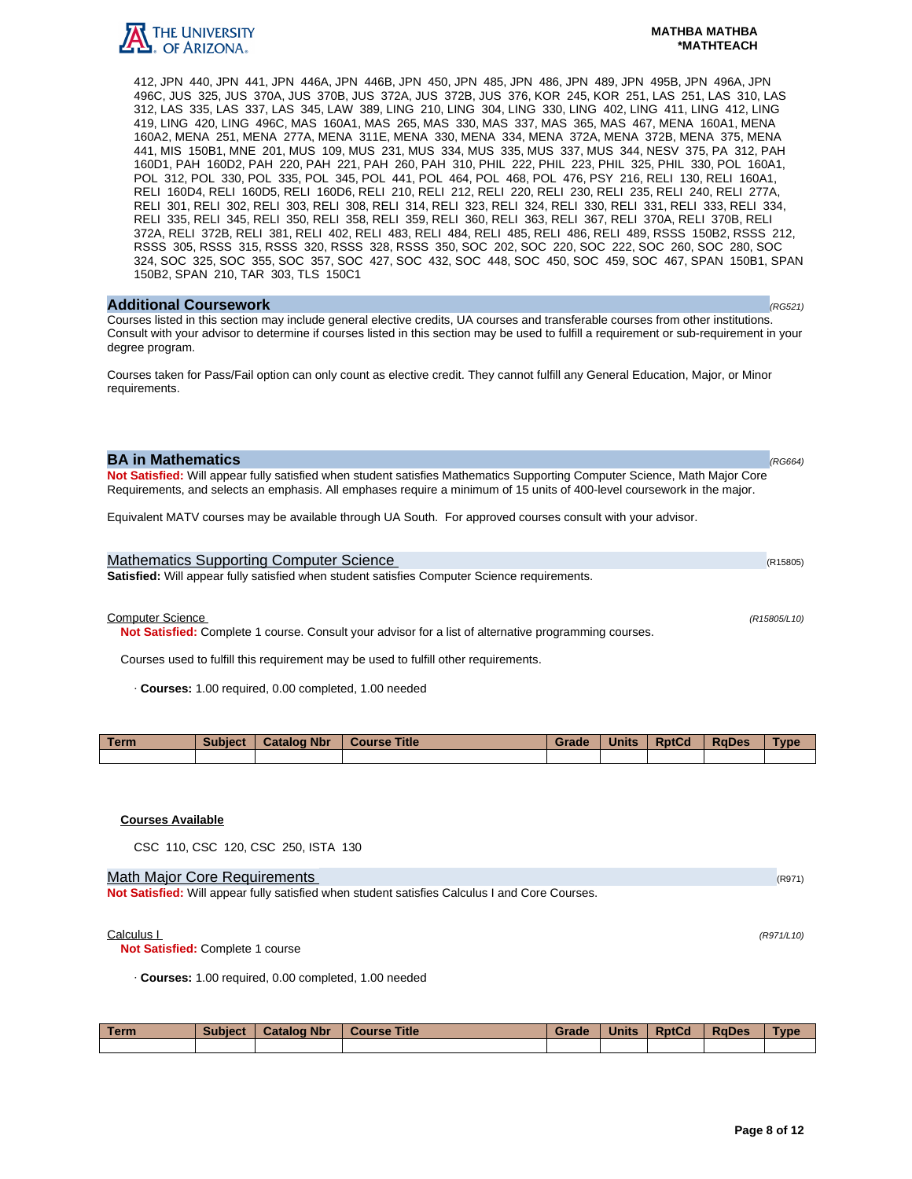412, JPN 440, JPN 441, JPN 446A, JPN 446B, JPN 450, JPN 485, JPN 486, JPN 489, JPN 495B, JPN 496A, JPN 496C, JUS 325, JUS 370A, JUS 370B, JUS 372A, JUS 372B, JUS 376, KOR 245, KOR 251, LAS 251, LAS 310, LAS 312, LAS 335, LAS 337, LAS 345, LAW 389, LING 210, LING 304, LING 330, LING 402, LING 411, LING 412, LING 419, LING 420, LING 496C, MAS 160A1, MAS 265, MAS 330, MAS 337, MAS 365, MAS 467, MENA 160A1, MENA 160A2, MENA 251, MENA 277A, MENA 311E, MENA 330, MENA 334, MENA 372A, MENA 372B, MENA 375, MENA 441, MIS 150B1, MNE 201, MUS 109, MUS 231, MUS 334, MUS 335, MUS 337, MUS 344, NESV 375, PA 312, PAH 160D1, PAH 160D2, PAH 220, PAH 221, PAH 260, PAH 310, PHIL 222, PHIL 223, PHIL 325, PHIL 330, POL 160A1, POL 312, POL 330, POL 335, POL 345, POL 441, POL 464, POL 468, POL 476, PSY 216, RELI 130, RELI 160A1, RELI 160D4, RELI 160D5, RELI 160D6, RELI 210, RELI 212, RELI 220, RELI 230, RELI 235, RELI 240, RELI 277A, RELI 301, RELI 302, RELI 303, RELI 308, RELI 314, RELI 323, RELI 324, RELI 330, RELI 331, RELI 333, RELI 334, RELI 335, RELI 345, RELI 350, RELI 358, RELI 359, RELI 360, RELI 363, RELI 367, RELI 370A, RELI 370B, RELI 372A, RELI 372B, RELI 381, RELI 402, RELI 483, RELI 484, RELI 485, RELI 486, RELI 489, RSSS 150B2, RSSS 212, RSSS 305, RSSS 315, RSSS 320, RSSS 328, RSSS 350, SOC 202, SOC 220, SOC 222, SOC 260, SOC 280, SOC 324, SOC 325, SOC 355, SOC 357, SOC 427, SOC 432, SOC 448, SOC 450, SOC 459, SOC 467, SPAN 150B1, SPAN 150B2, SPAN 210, TAR 303, TLS 150C1

## Additional Coursework *(RG521)*

Courses listed in this section may include general elective credits, UA courses and transferable courses from other institutions. Consult with your advisor to determine if courses listed in this section may be used to fulfill a requirement or sub-requirement in your degree program.

Courses taken for Pass/Fail option can only count as elective credit. They cannot fulfill any General Education, Major, or Minor requirements.

## BA in Mathematics *(RG664)*

**Not Satisfied:** Will appear fully satisfied when student satisfies Mathematics Supporting Computer Science, Math Major Core Requirements, and selects an emphasis. All emphases require a minimum of 15 units of 400-level coursework in the major.

Equivalent MATV courses may be available through UA South. For approved courses consult with your advisor.

### Mathematics Supporting Computer Science (R15805)

**Satisfied:** Will appear fully satisfied when student satisfies Computer Science requirements.

Computer Science *(R15805/L10)*

**Not Satisfied:** Complete 1 course. Consult your advisor for a list of alternative programming courses.

Courses used to fulfill this requirement may be used to fulfill other requirements.

· **Courses:** 1.00 required, 0.00 completed, 1.00 needed

| Term | Subject | Catalog Nbr | Course Title | Grade | Units | RptCd | RqDes | Type |
|---|---|---|---|---|---|---|---|---|
| | | | | | | | | |

**Courses Available**

CSC 110, CSC 120, CSC 250, ISTA 130

### Math Major Core Requirements (R971)

**Not Satisfied:** Will appear fully satisfied when student satisfies Calculus I and Core Courses.

Calculus I *(R971/L10)*

**Not Satisfied:** Complete 1 course

· **Courses:** 1.00 required, 0.00 completed, 1.00 needed

| Term | Subject | Catalog Nbr | Course Title | Grade | Units | RptCd | RqDes | Type |
|---|---|---|---|---|---|---|---|---|
| | | | | | | | | |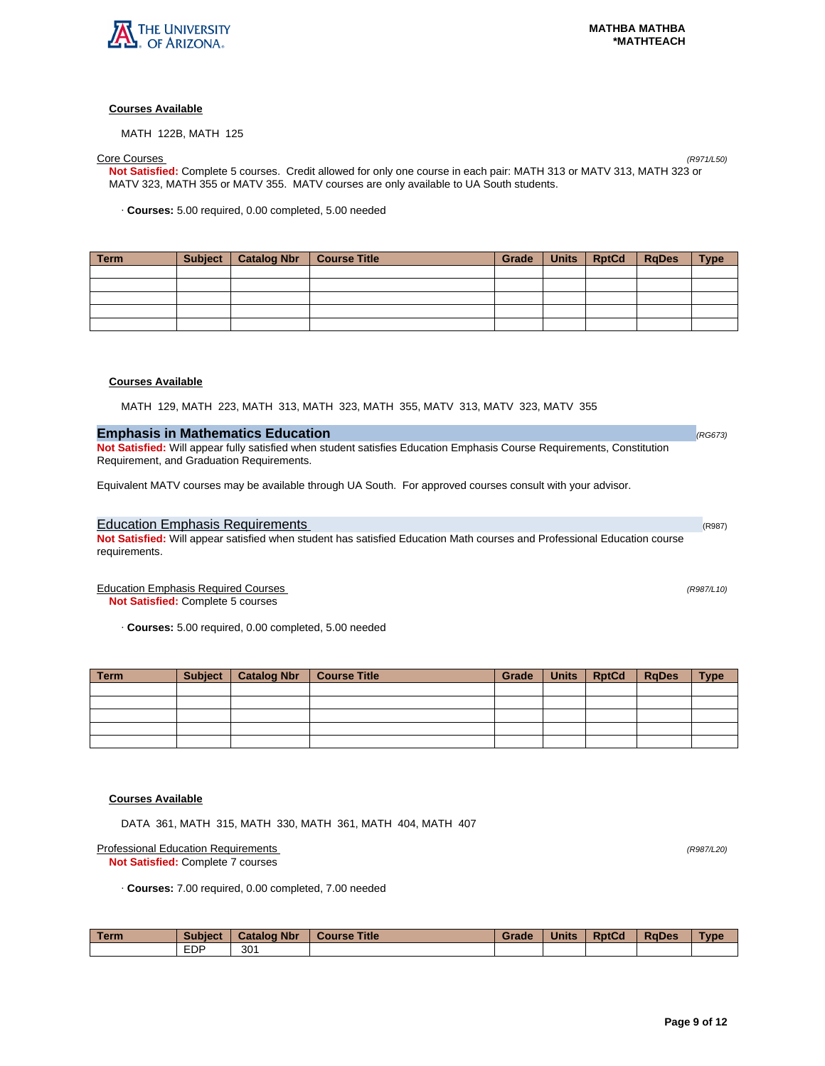**Courses Available**

MATH 122B, MATH 125

Core Courses *(R971/L50)*

**Not Satisfied:** Complete 5 courses. Credit allowed for only one course in each pair: MATH 313 or MATV 313, MATH 323 or MATV 323, MATH 355 or MATV 355. MATV courses are only available to UA South students.

· **Courses:** 5.00 required, 0.00 completed, 5.00 needed

| Term | Subject | Catalog Nbr | Course Title | Grade | Units | RptCd | RqDes | Type |
|---|---|---|---|---|---|---|---|---|
| | | | | | | | | |
| | | | | | | | | |
| | | | | | | | | |
| | | | | | | | | |
| | | | | | | | | |

**Courses Available**

MATH 129, MATH 223, MATH 313, MATH 323, MATH 355, MATV 313, MATV 323, MATV 355

## Emphasis in Mathematics Education *(RG673)*

**Not Satisfied:** Will appear fully satisfied when student satisfies Education Emphasis Course Requirements, Constitution Requirement, and Graduation Requirements.

Equivalent MATV courses may be available through UA South. For approved courses consult with your advisor.

### Education Emphasis Requirements (R987)

**Not Satisfied:** Will appear satisfied when student has satisfied Education Math courses and Professional Education course requirements.

Education Emphasis Required Courses *(R987/L10)*

**Not Satisfied:** Complete 5 courses

· **Courses:** 5.00 required, 0.00 completed, 5.00 needed

| Term | Subject | Catalog Nbr | Course Title | Grade | Units | RptCd | RqDes | Type |
|---|---|---|---|---|---|---|---|---|
| | | | | | | | | |
| | | | | | | | | |
| | | | | | | | | |
| | | | | | | | | |
| | | | | | | | | |

**Courses Available**

DATA 361, MATH 315, MATH 330, MATH 361, MATH 404, MATH 407

Professional Education Requirements *(R987/L20)*

**Not Satisfied:** Complete 7 courses

· **Courses:** 7.00 required, 0.00 completed, 7.00 needed

| Term | Subject | Catalog Nbr | Course Title | Grade | Units | RptCd | RqDes | Type |
|---|---|---|---|---|---|---|---|---|
| | EDP | 301 | | | | | | |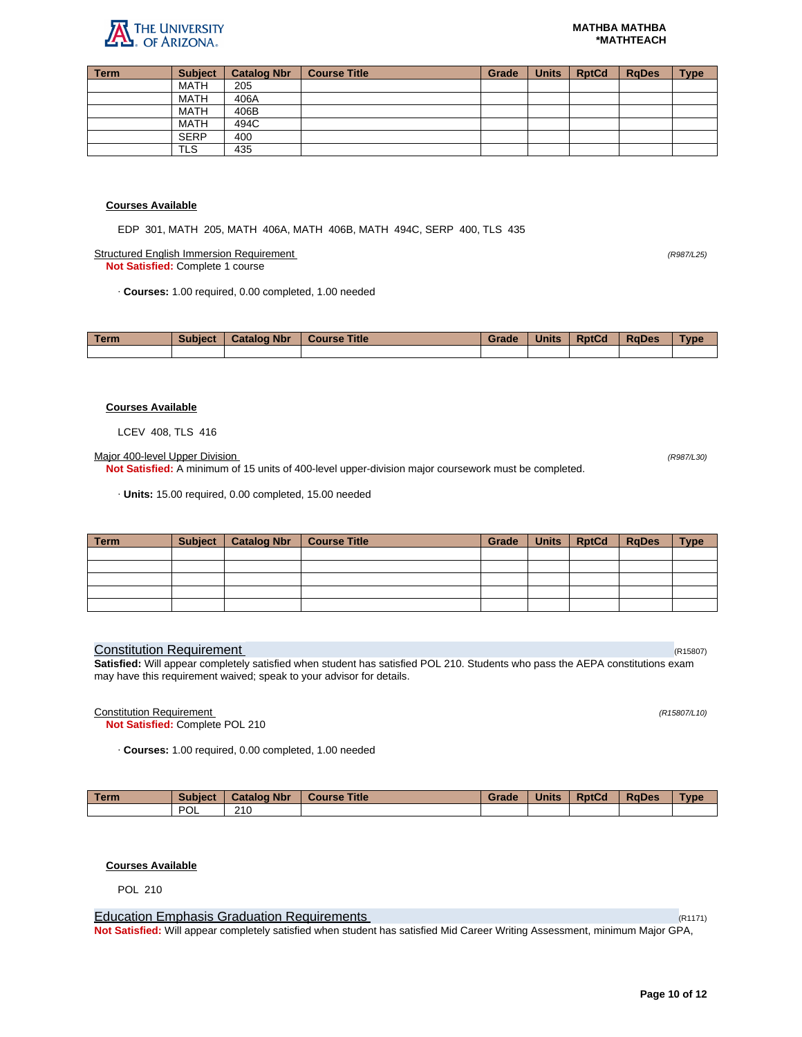| Term | Subject | Catalog Nbr | Course Title | Grade | Units | RptCd | RqDes | Type |
|---|---|---|---|---|---|---|---|---|
| | MATH | 205 | | | | | | |
| | MATH | 406A | | | | | | |
| | MATH | 406B | | | | | | |
| | MATH | 494C | | | | | | |
| | SERP | 400 | | | | | | |
| | TLS | 435 | | | | | | |

**Courses Available**

EDP 301, MATH 205, MATH 406A, MATH 406B, MATH 494C, SERP 400, TLS 435

Structured English Immersion Requirement *(R987/L25)*

**Not Satisfied:** Complete 1 course

· **Courses:** 1.00 required, 0.00 completed, 1.00 needed

| Term | Subject | Catalog Nbr | Course Title | Grade | Units | RptCd | RqDes | Type |
|---|---|---|---|---|---|---|---|---|
| | | | | | | | | |

**Courses Available**

LCEV 408, TLS 416

Major 400-level Upper Division *(R987/L30)*

**Not Satisfied:** A minimum of 15 units of 400-level upper-division major coursework must be completed.

· **Units:** 15.00 required, 0.00 completed, 15.00 needed

| Term | Subject | Catalog Nbr | Course Title | Grade | Units | RptCd | RqDes | Type |
|---|---|---|---|---|---|---|---|---|
| | | | | | | | | |
| | | | | | | | | |
| | | | | | | | | |
| | | | | | | | | |
| | | | | | | | | |

## Constitution Requirement (R15807)

**Satisfied:** Will appear completely satisfied when student has satisfied POL 210. Students who pass the AEPA constitutions exam may have this requirement waived; speak to your advisor for details.

Constitution Requirement *(R15807/L10)*

**Not Satisfied:** Complete POL 210

· **Courses:** 1.00 required, 0.00 completed, 1.00 needed

| Term | Subject | Catalog Nbr | Course Title | Grade | Units | RptCd | RqDes | Type |
|---|---|---|---|---|---|---|---|---|
| | POL | 210 | | | | | | |

**Courses Available**

POL 210

## Education Emphasis Graduation Requirements (R1171)

**Not Satisfied:** Will appear completely satisfied when student has satisfied Mid Career Writing Assessment, minimum Major GPA,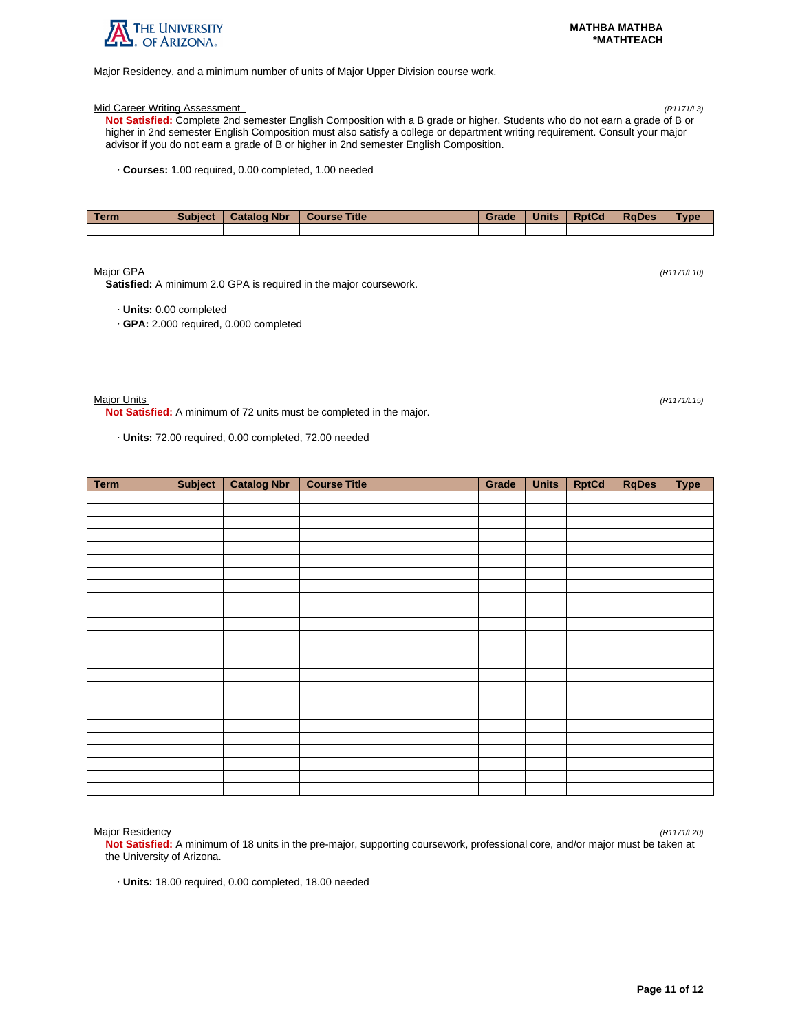Major Residency, and a minimum number of units of Major Upper Division course work.

Mid Career Writing Assessment *(R1171/L3)*

**Not Satisfied:** Complete 2nd semester English Composition with a B grade or higher. Students who do not earn a grade of B or higher in 2nd semester English Composition must also satisfy a college or department writing requirement. Consult your major advisor if you do not earn a grade of B or higher in 2nd semester English Composition.

· **Courses:** 1.00 required, 0.00 completed, 1.00 needed

| Term | Subject | Catalog Nbr | Course Title | Grade | Units | RptCd | RqDes | Type |
|---|---|---|---|---|---|---|---|---|
| | | | | | | | | |

Major GPA *(R1171/L10)*

**Satisfied:** A minimum 2.0 GPA is required in the major coursework.

· **Units:** 0.00 completed
· **GPA:** 2.000 required, 0.000 completed

Major Units *(R1171/L15)*

**Not Satisfied:** A minimum of 72 units must be completed in the major.

· **Units:** 72.00 required, 0.00 completed, 72.00 needed

| Term | Subject | Catalog Nbr | Course Title | Grade | Units | RptCd | RqDes | Type |
|---|---|---|---|---|---|---|---|---|
| | | | | | | | | |
| | | | | | | | | |
| | | | | | | | | |
| | | | | | | | | |
| | | | | | | | | |
| | | | | | | | | |
| | | | | | | | | |
| | | | | | | | | |
| | | | | | | | | |
| | | | | | | | | |
| | | | | | | | | |
| | | | | | | | | |
| | | | | | | | | |
| | | | | | | | | |
| | | | | | | | | |
| | | | | | | | | |
| | | | | | | | | |
| | | | | | | | | |
| | | | | | | | | |
| | | | | | | | | |
| | | | | | | | | |
| | | | | | | | | |
| | | | | | | | | |

Major Residency *(R1171/L20)*

**Not Satisfied:** A minimum of 18 units in the pre-major, supporting coursework, professional core, and/or major must be taken at the University of Arizona.

· **Units:** 18.00 required, 0.00 completed, 18.00 needed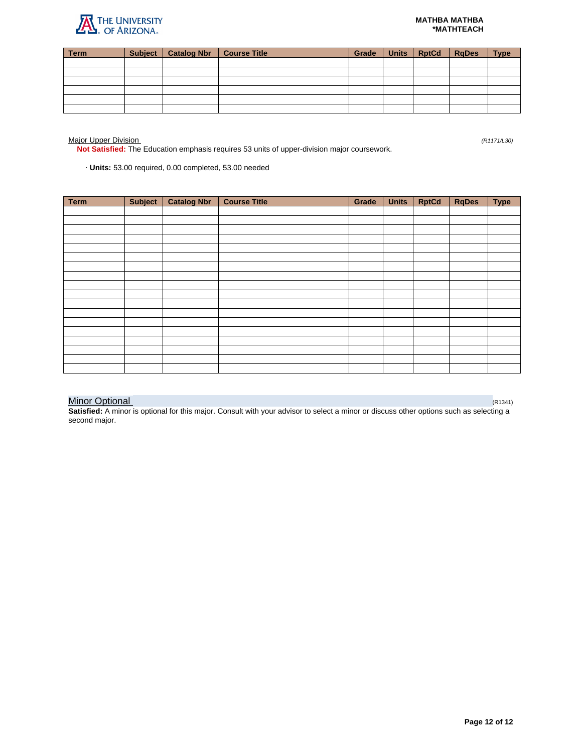| Term | Subject | Catalog Nbr | Course Title | Grade | Units | RptCd | RqDes | Type |
|---|---|---|---|---|---|---|---|---|
| | | | | | | | | |
| | | | | | | | | |
| | | | | | | | | |
| | | | | | | | | |
| | | | | | | | | |
| | | | | | | | | |

Major Upper Division *(R1171/L30)*

**Not Satisfied:** The Education emphasis requires 53 units of upper-division major coursework.

· **Units:** 53.00 required, 0.00 completed, 53.00 needed

| Term | Subject | Catalog Nbr | Course Title | Grade | Units | RptCd | RqDes | Type |
|---|---|---|---|---|---|---|---|---|
| | | | | | | | | |
| | | | | | | | | |
| | | | | | | | | |
| | | | | | | | | |
| | | | | | | | | |
| | | | | | | | | |
| | | | | | | | | |
| | | | | | | | | |
| | | | | | | | | |
| | | | | | | | | |
| | | | | | | | | |
| | | | | | | | | |
| | | | | | | | | |
| | | | | | | | | |
| | | | | | | | | |
| | | | | | | | | |
| | | | | | | | | |
| | | | | | | | | |

Minor Optional (R1341)

**Satisfied:** A minor is optional for this major. Consult with your advisor to select a minor or discuss other options such as selecting a second major.